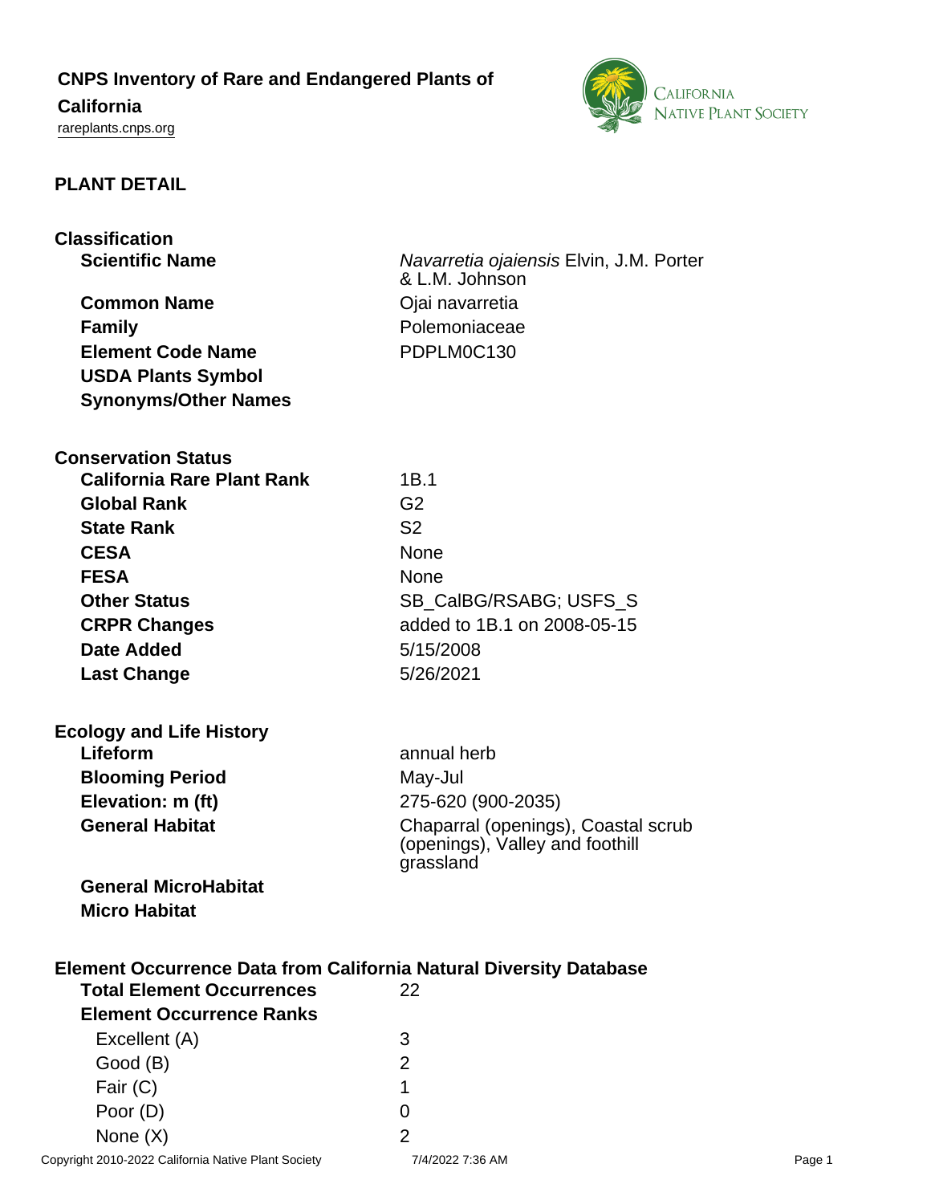# CNPS Inventory of Rare and Endangered Plants of California

rareplants.cnps.org

## PLANT DETAIL

### Classification

| | |
|---|---|
| **Scientific Name** | *Navarretia ojaiensis* Elvin, J.M. Porter & L.M. Johnson |
| **Common Name** | Ojai navarretia |
| **Family** | Polemoniaceae |
| **Element Code Name** | PDPLM0C130 |
| **USDA Plants Symbol** | |
| **Synonyms/Other Names** | |

### Conservation Status

| | |
|---|---|
| **California Rare Plant Rank** | 1B.1 |
| **Global Rank** | G2 |
| **State Rank** | S2 |
| **CESA** | None |
| **FESA** | None |
| **Other Status** | SB_CalBG/RSABG; USFS_S |
| **CRPR Changes** | added to 1B.1 on 2008-05-15 |
| **Date Added** | 5/15/2008 |
| **Last Change** | 5/26/2021 |

### Ecology and Life History

| | |
|---|---|
| **Lifeform** | annual herb |
| **Blooming Period** | May-Jul |
| **Elevation: m (ft)** | 275-620 (900-2035) |
| **General Habitat** | Chaparral (openings), Coastal scrub (openings), Valley and foothill grassland |
| **General MicroHabitat** | |
| **Micro Habitat** | |

### Element Occurrence Data from California Natural Diversity Database

| | |
|---|---|
| **Total Element Occurrences** | 22 |
| **Element Occurrence Ranks** | |
| Excellent (A) | 3 |
| Good (B) | 2 |
| Fair (C) | 1 |
| Poor (D) | 0 |
| None (X) | 2 |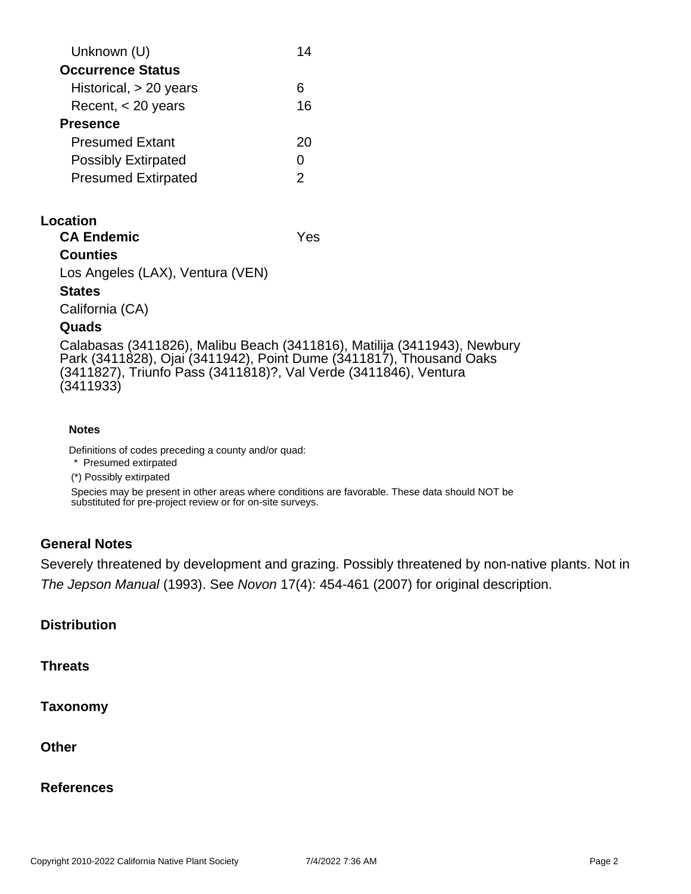| | |
|---|---|
| Unknown (U) | 14 |
| **Occurrence Status** | |
| Historical, > 20 years | 6 |
| Recent, < 20 years | 16 |
| **Presence** | |
| Presumed Extant | 20 |
| Possibly Extirpated | 0 |
| Presumed Extirpated | 2 |

## Location

**CA Endemic** Yes

**Counties**

Los Angeles (LAX), Ventura (VEN)

**States**

California (CA)

**Quads**

Calabasas (3411826), Malibu Beach (3411816), Matilija (3411943), Newbury Park (3411828), Ojai (3411942), Point Dume (3411817), Thousand Oaks (3411827), Triunfo Pass (3411818)?, Val Verde (3411846), Ventura (3411933)

**Notes**

Definitions of codes preceding a county and/or quad:

\* Presumed extirpated

(*) Possibly extirpated

Species may be present in other areas where conditions are favorable. These data should NOT be substituted for pre-project review or for on-site surveys.

## General Notes

Severely threatened by development and grazing. Possibly threatened by non-native plants. Not in *The Jepson Manual* (1993). See *Novon* 17(4): 454-461 (2007) for original description.

## Distribution

## Threats

## Taxonomy

## Other

## References